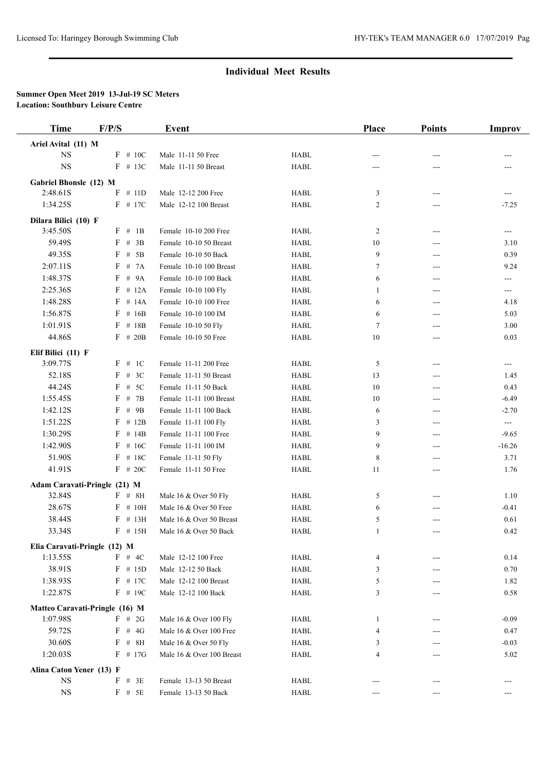## Individual Meet Results

**Summer Open Meet 2019 13-Jul-19 SC Meters**
**Location: Southbury Leisure Centre**

| Time | F/P/S | Event | | Place | Points | Improv |
|---|---|---|---|---|---|---|
| **Ariel Avital (11) M** | | | | | | |
| NS | F # 10C | Male 11-11 50 Free | HABL | --- | --- | --- |
| NS | F # 13C | Male 11-11 50 Breast | HABL | --- | --- | --- |
| **Gabriel Bhonsle (12) M** | | | | | | |
| 2:48.61S | F # 11D | Male 12-12 200 Free | HABL | 3 | --- | --- |
| 1:34.25S | F # 17C | Male 12-12 100 Breast | HABL | 2 | --- | -7.25 |
| **Dilara Bilici (10) F** | | | | | | |
| 3:45.50S | F # 1B | Female 10-10 200 Free | HABL | 2 | --- | --- |
| 59.49S | F # 3B | Female 10-10 50 Breast | HABL | 10 | --- | 3.10 |
| 49.35S | F # 5B | Female 10-10 50 Back | HABL | 9 | --- | 0.39 |
| 2:07.11S | F # 7A | Female 10-10 100 Breast | HABL | 7 | --- | 9.24 |
| 1:48.37S | F # 9A | Female 10-10 100 Back | HABL | 6 | --- | --- |
| 2:25.36S | F # 12A | Female 10-10 100 Fly | HABL | 1 | --- | --- |
| 1:48.28S | F # 14A | Female 10-10 100 Free | HABL | 6 | --- | 4.18 |
| 1:56.87S | F # 16B | Female 10-10 100 IM | HABL | 6 | --- | 5.03 |
| 1:01.91S | F # 18B | Female 10-10 50 Fly | HABL | 7 | --- | 3.00 |
| 44.86S | F # 20B | Female 10-10 50 Free | HABL | 10 | --- | 0.03 |
| **Elif Bilici (11) F** | | | | | | |
| 3:09.77S | F # 1C | Female 11-11 200 Free | HABL | 5 | --- | --- |
| 52.18S | F # 3C | Female 11-11 50 Breast | HABL | 13 | --- | 1.45 |
| 44.24S | F # 5C | Female 11-11 50 Back | HABL | 10 | --- | 0.43 |
| 1:55.45S | F # 7B | Female 11-11 100 Breast | HABL | 10 | --- | -6.49 |
| 1:42.12S | F # 9B | Female 11-11 100 Back | HABL | 6 | --- | -2.70 |
| 1:51.22S | F # 12B | Female 11-11 100 Fly | HABL | 3 | --- | --- |
| 1:30.29S | F # 14B | Female 11-11 100 Free | HABL | 9 | --- | -9.65 |
| 1:42.90S | F # 16C | Female 11-11 100 IM | HABL | 9 | --- | -16.26 |
| 51.90S | F # 18C | Female 11-11 50 Fly | HABL | 8 | --- | 3.71 |
| 41.91S | F # 20C | Female 11-11 50 Free | HABL | 11 | --- | 1.76 |
| **Adam Caravati-Pringle (21) M** | | | | | | |
| 32.84S | F # 8H | Male 16 & Over 50 Fly | HABL | 5 | --- | 1.10 |
| 28.67S | F # 10H | Male 16 & Over 50 Free | HABL | 6 | --- | -0.41 |
| 38.44S | F # 13H | Male 16 & Over 50 Breast | HABL | 5 | --- | 0.61 |
| 33.34S | F # 15H | Male 16 & Over 50 Back | HABL | 1 | --- | 0.42 |
| **Elia Caravati-Pringle (12) M** | | | | | | |
| 1:13.55S | F # 4C | Male 12-12 100 Free | HABL | 4 | --- | 0.14 |
| 38.91S | F # 15D | Male 12-12 50 Back | HABL | 3 | --- | 0.70 |
| 1:38.93S | F # 17C | Male 12-12 100 Breast | HABL | 5 | --- | 1.82 |
| 1:22.87S | F # 19C | Male 12-12 100 Back | HABL | 3 | --- | 0.58 |
| **Matteo Caravati-Pringle (16) M** | | | | | | |
| 1:07.98S | F # 2G | Male 16 & Over 100 Fly | HABL | 1 | --- | -0.09 |
| 59.72S | F # 4G | Male 16 & Over 100 Free | HABL | 4 | --- | 0.47 |
| 30.60S | F # 8H | Male 16 & Over 50 Fly | HABL | 3 | --- | -0.03 |
| 1:20.03S | F # 17G | Male 16 & Over 100 Breast | HABL | 4 | --- | 5.02 |
| **Alina Caton Yener (13) F** | | | | | | |
| NS | F # 3E | Female 13-13 50 Breast | HABL | --- | --- | --- |
| NS | F # 5E | Female 13-13 50 Back | HABL | --- | --- | --- |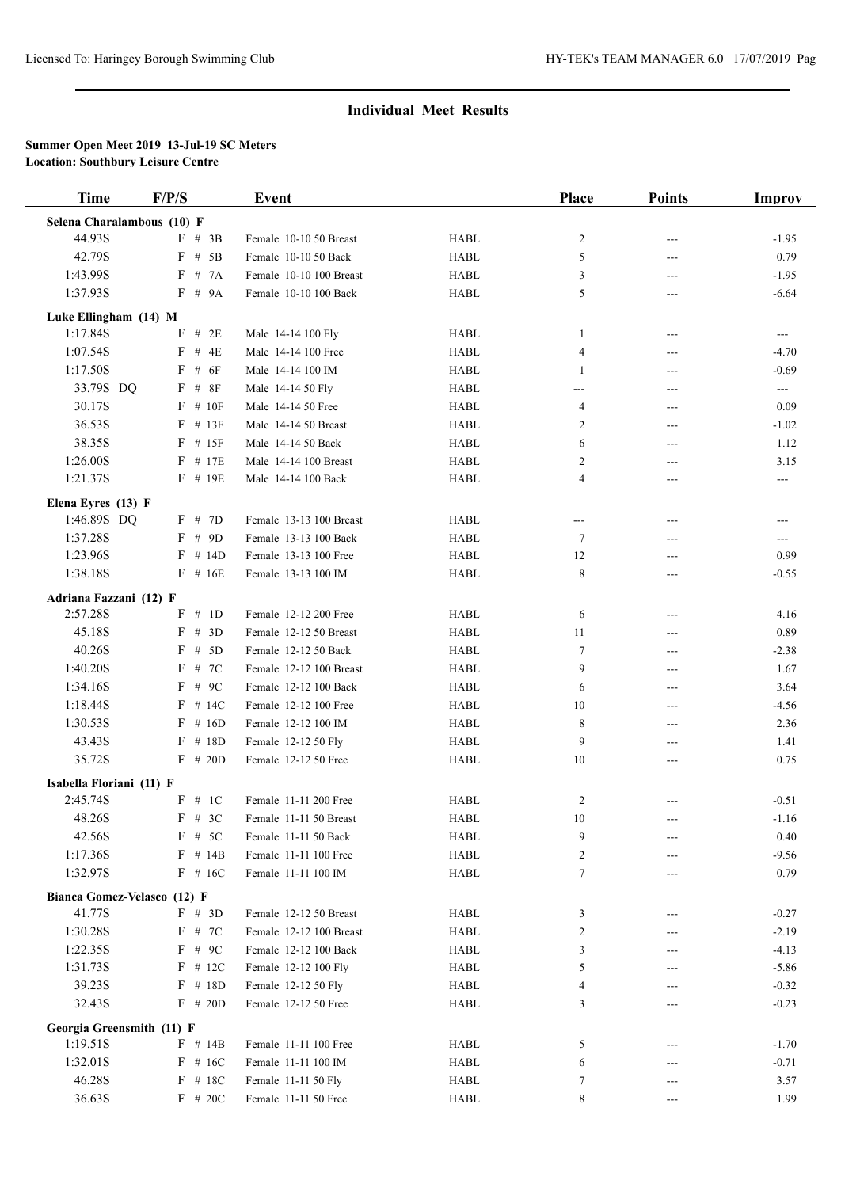## Individual Meet Results

**Summer Open Meet 2019 13-Jul-19 SC Meters**
**Location: Southbury Leisure Centre**

| Time | F/P/S | Event | | Place | Points | Improv |
|---|---|---|---|---|---|---|
| **Selena Charalambous (10) F** | | | | | | |
| 44.93S | F # 3B | Female 10-10 50 Breast | HABL | 2 | --- | -1.95 |
| 42.79S | F # 5B | Female 10-10 50 Back | HABL | 5 | --- | 0.79 |
| 1:43.99S | F # 7A | Female 10-10 100 Breast | HABL | 3 | --- | -1.95 |
| 1:37.93S | F # 9A | Female 10-10 100 Back | HABL | 5 | --- | -6.64 |
| **Luke Ellingham (14) M** | | | | | | |
| 1:17.84S | F # 2E | Male 14-14 100 Fly | HABL | 1 | --- | --- |
| 1:07.54S | F # 4E | Male 14-14 100 Free | HABL | 4 | --- | -4.70 |
| 1:17.50S | F # 6F | Male 14-14 100 IM | HABL | 1 | --- | -0.69 |
| 33.79S DQ | F # 8F | Male 14-14 50 Fly | HABL | --- | --- | --- |
| 30.17S | F # 10F | Male 14-14 50 Free | HABL | 4 | --- | 0.09 |
| 36.53S | F # 13F | Male 14-14 50 Breast | HABL | 2 | --- | -1.02 |
| 38.35S | F # 15F | Male 14-14 50 Back | HABL | 6 | --- | 1.12 |
| 1:26.00S | F # 17E | Male 14-14 100 Breast | HABL | 2 | --- | 3.15 |
| 1:21.37S | F # 19E | Male 14-14 100 Back | HABL | 4 | --- | --- |
| **Elena Eyres (13) F** | | | | | | |
| 1:46.89S DQ | F # 7D | Female 13-13 100 Breast | HABL | --- | --- | --- |
| 1:37.28S | F # 9D | Female 13-13 100 Back | HABL | 7 | --- | --- |
| 1:23.96S | F # 14D | Female 13-13 100 Free | HABL | 12 | --- | 0.99 |
| 1:38.18S | F # 16E | Female 13-13 100 IM | HABL | 8 | --- | -0.55 |
| **Adriana Fazzani (12) F** | | | | | | |
| 2:57.28S | F # 1D | Female 12-12 200 Free | HABL | 6 | --- | 4.16 |
| 45.18S | F # 3D | Female 12-12 50 Breast | HABL | 11 | --- | 0.89 |
| 40.26S | F # 5D | Female 12-12 50 Back | HABL | 7 | --- | -2.38 |
| 1:40.20S | F # 7C | Female 12-12 100 Breast | HABL | 9 | --- | 1.67 |
| 1:34.16S | F # 9C | Female 12-12 100 Back | HABL | 6 | --- | 3.64 |
| 1:18.44S | F # 14C | Female 12-12 100 Free | HABL | 10 | --- | -4.56 |
| 1:30.53S | F # 16D | Female 12-12 100 IM | HABL | 8 | --- | 2.36 |
| 43.43S | F # 18D | Female 12-12 50 Fly | HABL | 9 | --- | 1.41 |
| 35.72S | F # 20D | Female 12-12 50 Free | HABL | 10 | --- | 0.75 |
| **Isabella Floriani (11) F** | | | | | | |
| 2:45.74S | F # 1C | Female 11-11 200 Free | HABL | 2 | --- | -0.51 |
| 48.26S | F # 3C | Female 11-11 50 Breast | HABL | 10 | --- | -1.16 |
| 42.56S | F # 5C | Female 11-11 50 Back | HABL | 9 | --- | 0.40 |
| 1:17.36S | F # 14B | Female 11-11 100 Free | HABL | 2 | --- | -9.56 |
| 1:32.97S | F # 16C | Female 11-11 100 IM | HABL | 7 | --- | 0.79 |
| **Bianca Gomez-Velasco (12) F** | | | | | | |
| 41.77S | F # 3D | Female 12-12 50 Breast | HABL | 3 | --- | -0.27 |
| 1:30.28S | F # 7C | Female 12-12 100 Breast | HABL | 2 | --- | -2.19 |
| 1:22.35S | F # 9C | Female 12-12 100 Back | HABL | 3 | --- | -4.13 |
| 1:31.73S | F # 12C | Female 12-12 100 Fly | HABL | 5 | --- | -5.86 |
| 39.23S | F # 18D | Female 12-12 50 Fly | HABL | 4 | --- | -0.32 |
| 32.43S | F # 20D | Female 12-12 50 Free | HABL | 3 | --- | -0.23 |
| **Georgia Greensmith (11) F** | | | | | | |
| 1:19.51S | F # 14B | Female 11-11 100 Free | HABL | 5 | --- | -1.70 |
| 1:32.01S | F # 16C | Female 11-11 100 IM | HABL | 6 | --- | -0.71 |
| 46.28S | F # 18C | Female 11-11 50 Fly | HABL | 7 | --- | 3.57 |
| 36.63S | F # 20C | Female 11-11 50 Free | HABL | 8 | --- | 1.99 |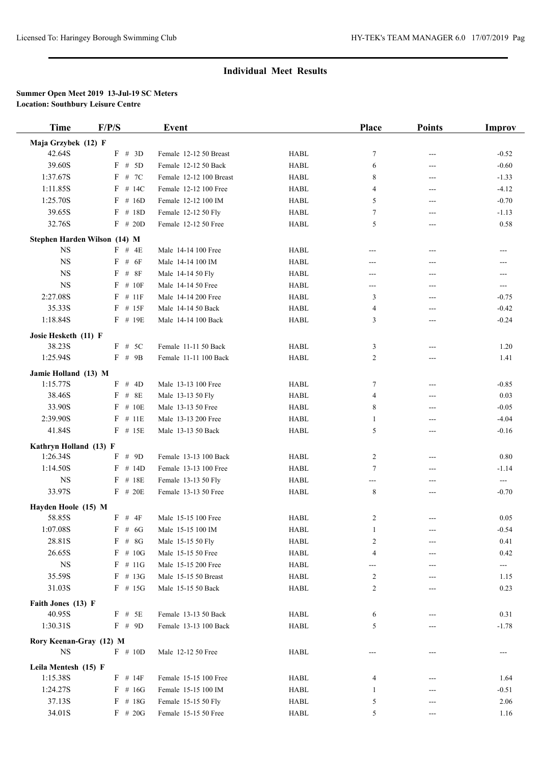## Individual Meet Results

**Summer Open Meet 2019 13-Jul-19 SC Meters**
**Location: Southbury Leisure Centre**

| Time | F/P/S | Event | | Place | Points | Improv |
|---|---|---|---|---|---|---|
| **Maja Grzybek (12) F** | | | | | | |
| 42.64S | F # 3D | Female 12-12 50 Breast | HABL | 7 | --- | -0.52 |
| 39.60S | F # 5D | Female 12-12 50 Back | HABL | 6 | --- | -0.60 |
| 1:37.67S | F # 7C | Female 12-12 100 Breast | HABL | 8 | --- | -1.33 |
| 1:11.85S | F # 14C | Female 12-12 100 Free | HABL | 4 | --- | -4.12 |
| 1:25.70S | F # 16D | Female 12-12 100 IM | HABL | 5 | --- | -0.70 |
| 39.65S | F # 18D | Female 12-12 50 Fly | HABL | 7 | --- | -1.13 |
| 32.76S | F # 20D | Female 12-12 50 Free | HABL | 5 | --- | 0.58 |
| **Stephen Harden Wilson (14) M** | | | | | | |
| NS | F # 4E | Male 14-14 100 Free | HABL | --- | --- | --- |
| NS | F # 6F | Male 14-14 100 IM | HABL | --- | --- | --- |
| NS | F # 8F | Male 14-14 50 Fly | HABL | --- | --- | --- |
| NS | F # 10F | Male 14-14 50 Free | HABL | --- | --- | --- |
| 2:27.08S | F # 11F | Male 14-14 200 Free | HABL | 3 | --- | -0.75 |
| 35.33S | F # 15F | Male 14-14 50 Back | HABL | 4 | --- | -0.42 |
| 1:18.84S | F # 19E | Male 14-14 100 Back | HABL | 3 | --- | -0.24 |
| **Josie Hesketh (11) F** | | | | | | |
| 38.23S | F # 5C | Female 11-11 50 Back | HABL | 3 | --- | 1.20 |
| 1:25.94S | F # 9B | Female 11-11 100 Back | HABL | 2 | --- | 1.41 |
| **Jamie Holland (13) M** | | | | | | |
| 1:15.77S | F # 4D | Male 13-13 100 Free | HABL | 7 | --- | -0.85 |
| 38.46S | F # 8E | Male 13-13 50 Fly | HABL | 4 | --- | 0.03 |
| 33.90S | F # 10E | Male 13-13 50 Free | HABL | 8 | --- | -0.05 |
| 2:39.90S | F # 11E | Male 13-13 200 Free | HABL | 1 | --- | -4.04 |
| 41.84S | F # 15E | Male 13-13 50 Back | HABL | 5 | --- | -0.16 |
| **Kathryn Holland (13) F** | | | | | | |
| 1:26.34S | F # 9D | Female 13-13 100 Back | HABL | 2 | --- | 0.80 |
| 1:14.50S | F # 14D | Female 13-13 100 Free | HABL | 7 | --- | -1.14 |
| NS | F # 18E | Female 13-13 50 Fly | HABL | --- | --- | --- |
| 33.97S | F # 20E | Female 13-13 50 Free | HABL | 8 | --- | -0.70 |
| **Hayden Hoole (15) M** | | | | | | |
| 58.85S | F # 4F | Male 15-15 100 Free | HABL | 2 | --- | 0.05 |
| 1:07.08S | F # 6G | Male 15-15 100 IM | HABL | 1 | --- | -0.54 |
| 28.81S | F # 8G | Male 15-15 50 Fly | HABL | 2 | --- | 0.41 |
| 26.65S | F # 10G | Male 15-15 50 Free | HABL | 4 | --- | 0.42 |
| NS | F # 11G | Male 15-15 200 Free | HABL | --- | --- | --- |
| 35.59S | F # 13G | Male 15-15 50 Breast | HABL | 2 | --- | 1.15 |
| 31.03S | F # 15G | Male 15-15 50 Back | HABL | 2 | --- | 0.23 |
| **Faith Jones (13) F** | | | | | | |
| 40.95S | F # 5E | Female 13-13 50 Back | HABL | 6 | --- | 0.31 |
| 1:30.31S | F # 9D | Female 13-13 100 Back | HABL | 5 | --- | -1.78 |
| **Rory Keenan-Gray (12) M** | | | | | | |
| NS | F # 10D | Male 12-12 50 Free | HABL | --- | --- | --- |
| **Leila Mentesh (15) F** | | | | | | |
| 1:15.38S | F # 14F | Female 15-15 100 Free | HABL | 4 | --- | 1.64 |
| 1:24.27S | F # 16G | Female 15-15 100 IM | HABL | 1 | --- | -0.51 |
| 37.13S | F # 18G | Female 15-15 50 Fly | HABL | 5 | --- | 2.06 |
| 34.01S | F # 20G | Female 15-15 50 Free | HABL | 5 | --- | 1.16 |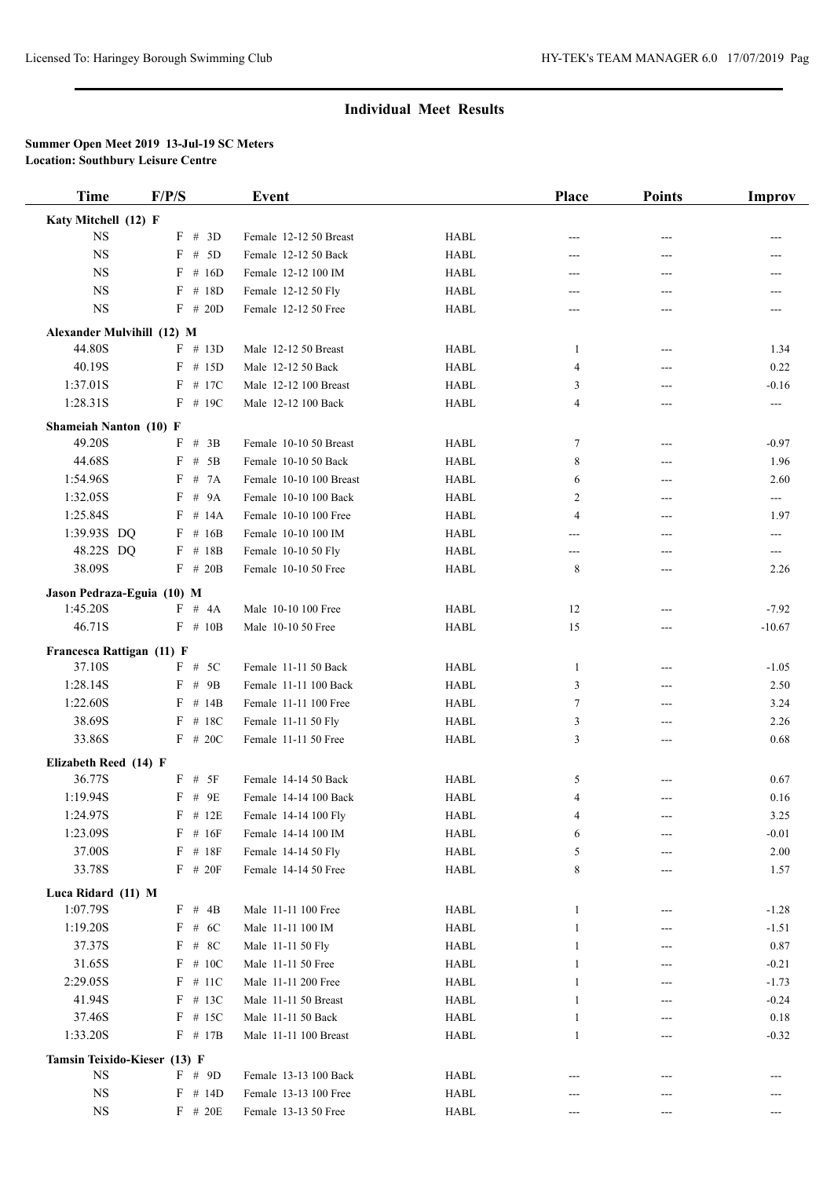## Individual Meet Results

**Summer Open Meet 2019 13-Jul-19 SC Meters**
**Location: Southbury Leisure Centre**

| Time | F/P/S | Event | | Place | Points | Improv |
|---|---|---|---|---|---|---|
| **Katy Mitchell (12) F** | | | | | | |
| NS | F # 3D | Female 12-12 50 Breast | HABL | --- | --- | --- |
| NS | F # 5D | Female 12-12 50 Back | HABL | --- | --- | --- |
| NS | F # 16D | Female 12-12 100 IM | HABL | --- | --- | --- |
| NS | F # 18D | Female 12-12 50 Fly | HABL | --- | --- | --- |
| NS | F # 20D | Female 12-12 50 Free | HABL | --- | --- | --- |
| **Alexander Mulvihill (12) M** | | | | | | |
| 44.80S | F # 13D | Male 12-12 50 Breast | HABL | 1 | --- | 1.34 |
| 40.19S | F # 15D | Male 12-12 50 Back | HABL | 4 | --- | 0.22 |
| 1:37.01S | F # 17C | Male 12-12 100 Breast | HABL | 3 | --- | -0.16 |
| 1:28.31S | F # 19C | Male 12-12 100 Back | HABL | 4 | --- | --- |
| **Shameiah Nanton (10) F** | | | | | | |
| 49.20S | F # 3B | Female 10-10 50 Breast | HABL | 7 | --- | -0.97 |
| 44.68S | F # 5B | Female 10-10 50 Back | HABL | 8 | --- | 1.96 |
| 1:54.96S | F # 7A | Female 10-10 100 Breast | HABL | 6 | --- | 2.60 |
| 1:32.05S | F # 9A | Female 10-10 100 Back | HABL | 2 | --- | --- |
| 1:25.84S | F # 14A | Female 10-10 100 Free | HABL | 4 | --- | 1.97 |
| 1:39.93S DQ | F # 16B | Female 10-10 100 IM | HABL | --- | --- | --- |
| 48.22S DQ | F # 18B | Female 10-10 50 Fly | HABL | --- | --- | --- |
| 38.09S | F # 20B | Female 10-10 50 Free | HABL | 8 | --- | 2.26 |
| **Jason Pedraza-Eguia (10) M** | | | | | | |
| 1:45.20S | F # 4A | Male 10-10 100 Free | HABL | 12 | --- | -7.92 |
| 46.71S | F # 10B | Male 10-10 50 Free | HABL | 15 | --- | -10.67 |
| **Francesca Rattigan (11) F** | | | | | | |
| 37.10S | F # 5C | Female 11-11 50 Back | HABL | 1 | --- | -1.05 |
| 1:28.14S | F # 9B | Female 11-11 100 Back | HABL | 3 | --- | 2.50 |
| 1:22.60S | F # 14B | Female 11-11 100 Free | HABL | 7 | --- | 3.24 |
| 38.69S | F # 18C | Female 11-11 50 Fly | HABL | 3 | --- | 2.26 |
| 33.86S | F # 20C | Female 11-11 50 Free | HABL | 3 | --- | 0.68 |
| **Elizabeth Reed (14) F** | | | | | | |
| 36.77S | F # 5F | Female 14-14 50 Back | HABL | 5 | --- | 0.67 |
| 1:19.94S | F # 9E | Female 14-14 100 Back | HABL | 4 | --- | 0.16 |
| 1:24.97S | F # 12E | Female 14-14 100 Fly | HABL | 4 | --- | 3.25 |
| 1:23.09S | F # 16F | Female 14-14 100 IM | HABL | 6 | --- | -0.01 |
| 37.00S | F # 18F | Female 14-14 50 Fly | HABL | 5 | --- | 2.00 |
| 33.78S | F # 20F | Female 14-14 50 Free | HABL | 8 | --- | 1.57 |
| **Luca Ridard (11) M** | | | | | | |
| 1:07.79S | F # 4B | Male 11-11 100 Free | HABL | 1 | --- | -1.28 |
| 1:19.20S | F # 6C | Male 11-11 100 IM | HABL | 1 | --- | -1.51 |
| 37.37S | F # 8C | Male 11-11 50 Fly | HABL | 1 | --- | 0.87 |
| 31.65S | F # 10C | Male 11-11 50 Free | HABL | 1 | --- | -0.21 |
| 2:29.05S | F # 11C | Male 11-11 200 Free | HABL | 1 | --- | -1.73 |
| 41.94S | F # 13C | Male 11-11 50 Breast | HABL | 1 | --- | -0.24 |
| 37.46S | F # 15C | Male 11-11 50 Back | HABL | 1 | --- | 0.18 |
| 1:33.20S | F # 17B | Male 11-11 100 Breast | HABL | 1 | --- | -0.32 |
| **Tamsin Teixido-Kieser (13) F** | | | | | | |
| NS | F # 9D | Female 13-13 100 Back | HABL | --- | --- | --- |
| NS | F # 14D | Female 13-13 100 Free | HABL | --- | --- | --- |
| NS | F # 20E | Female 13-13 50 Free | HABL | --- | --- | --- |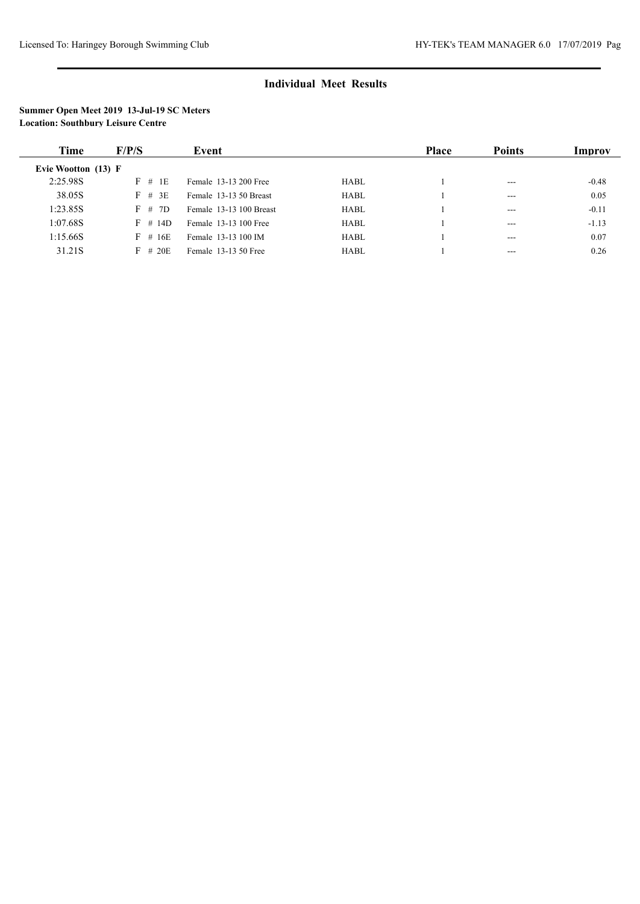## Individual Meet Results

**Summer Open Meet 2019 13-Jul-19 SC Meters**
**Location: Southbury Leisure Centre**

| Time | F/P/S | Event | | Place | Points | Improv |
|---|---|---|---|---|---|---|
| **Evie Wootton (13) F** | | | | | | |
| 2:25.98S | F # 1E | Female 13-13 200 Free | HABL | 1 | --- | -0.48 |
| 38.05S | F # 3E | Female 13-13 50 Breast | HABL | 1 | --- | 0.05 |
| 1:23.85S | F # 7D | Female 13-13 100 Breast | HABL | 1 | --- | -0.11 |
| 1:07.68S | F # 14D | Female 13-13 100 Free | HABL | 1 | --- | -1.13 |
| 1:15.66S | F # 16E | Female 13-13 100 IM | HABL | 1 | --- | 0.07 |
| 31.21S | F # 20E | Female 13-13 50 Free | HABL | 1 | --- | 0.26 |